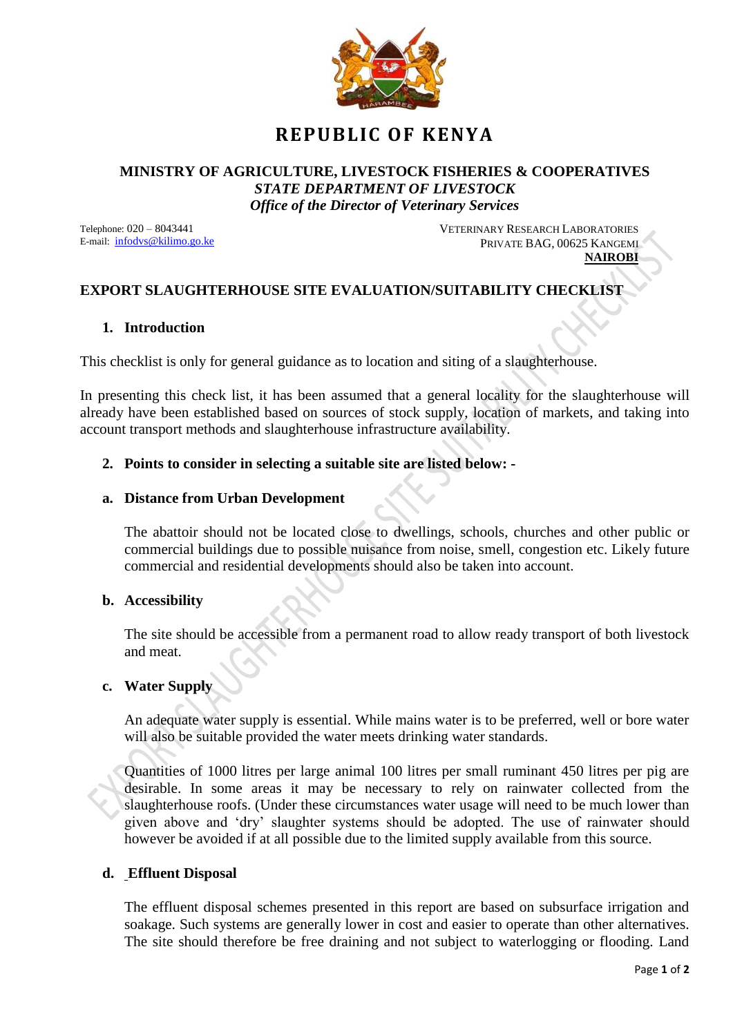# REPUBLIC OF KENYA

**MINISTRY OF AGRICULTURE, LIVESTOCK FISHERIES & COOPERATIVES**
***STATE DEPARTMENT OF LIVESTOCK***
*Office of the Director of Veterinary Services*

Telephone: 020 – 8043441
E-mail: infodvs@kilimo.go.ke

VETERINARY RESEARCH LABORATORIES
PRIVATE BAG, 00625 KANGEMI
**NAIROBI**

## EXPORT SLAUGHTERHOUSE SITE EVALUATION/SUITABILITY CHECKLIST

### 1. Introduction

This checklist is only for general guidance as to location and siting of a slaughterhouse.

In presenting this check list, it has been assumed that a general locality for the slaughterhouse will already have been established based on sources of stock supply, location of markets, and taking into account transport methods and slaughterhouse infrastructure availability.

### 2. Points to consider in selecting a suitable site are listed below: -

#### a. Distance from Urban Development

The abattoir should not be located close to dwellings, schools, churches and other public or commercial buildings due to possible nuisance from noise, smell, congestion etc. Likely future commercial and residential developments should also be taken into account.

#### b. Accessibility

The site should be accessible from a permanent road to allow ready transport of both livestock and meat.

#### c. Water Supply

An adequate water supply is essential. While mains water is to be preferred, well or bore water will also be suitable provided the water meets drinking water standards.

Quantities of 1000 litres per large animal 100 litres per small ruminant 450 litres per pig are desirable. In some areas it may be necessary to rely on rainwater collected from the slaughterhouse roofs. (Under these circumstances water usage will need to be much lower than given above and 'dry' slaughter systems should be adopted. The use of rainwater should however be avoided if at all possible due to the limited supply available from this source.

#### d. Effluent Disposal

The effluent disposal schemes presented in this report are based on subsurface irrigation and soakage. Such systems are generally lower in cost and easier to operate than other alternatives. The site should therefore be free draining and not subject to waterlogging or flooding. Land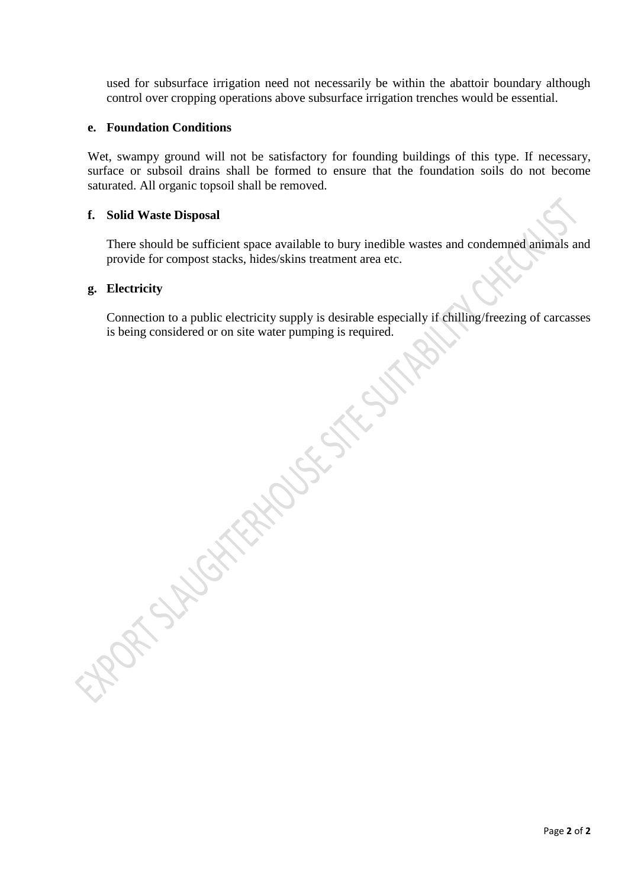used for subsurface irrigation need not necessarily be within the abattoir boundary although control over cropping operations above subsurface irrigation trenches would be essential.

**e. Foundation Conditions**

Wet, swampy ground will not be satisfactory for founding buildings of this type. If necessary, surface or subsoil drains shall be formed to ensure that the foundation soils do not become saturated. All organic topsoil shall be removed.

**f. Solid Waste Disposal**

There should be sufficient space available to bury inedible wastes and condemned animals and provide for compost stacks, hides/skins treatment area etc.

**g. Electricity**

Connection to a public electricity supply is desirable especially if chilling/freezing of carcasses is being considered or on site water pumping is required.